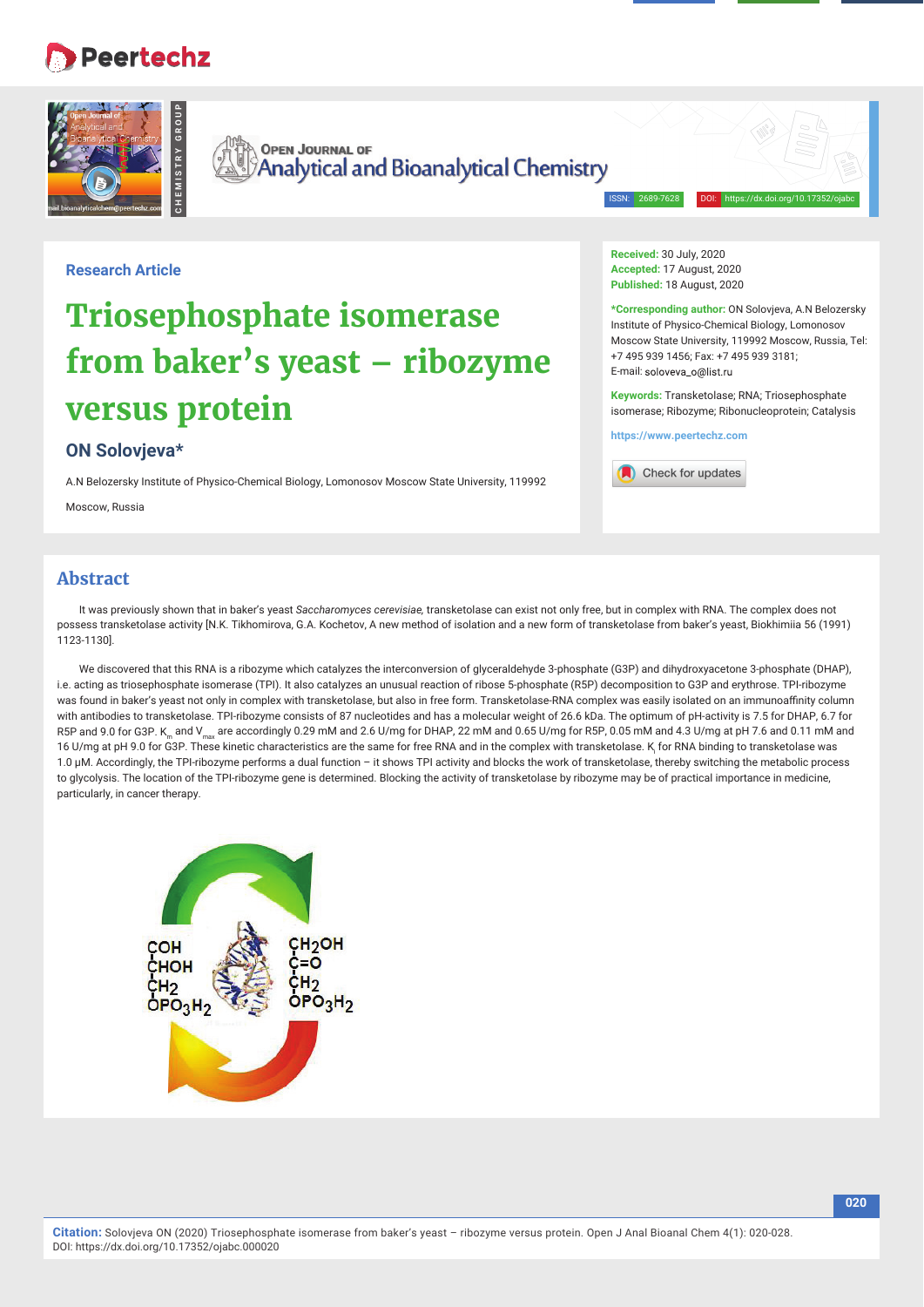Research Article

# Triosephosphate isomerase from baker's yeast – ribozyme versus protein

## ON Solovjeva*

A.N Belozersky Institute of Physico-Chemical Biology, Lomonosov Moscow State University, 119992 Moscow, Russia

**Received:** 30 July, 2020
**Accepted:** 17 August, 2020
**Published:** 18 August, 2020

***Corresponding author:** ON Solovjeva, A.N Belozersky Institute of Physico-Chemical Biology, Lomonosov Moscow State University, 119992 Moscow, Russia, Tel: +7 495 939 1456; Fax: +7 495 939 3181; E-mail: soloveva_o@list.ru

**Keywords:** Transketolase; RNA; Triosephosphate isomerase; Ribozyme; Ribonucleoprotein; Catalysis

https://www.peertechz.com

## Abstract

It was previously shown that in baker's yeast *Saccharomyces cerevisiae,* transketolase can exist not only free, but in complex with RNA. The complex does not possess transketolase activity [N.K. Tikhomirova, G.A. Kochetov, A new method of isolation and a new form of transketolase from baker's yeast, Biokhimiia 56 (1991) 1123-1130].

We discovered that this RNA is a ribozyme which catalyzes the interconversion of glyceraldehyde 3-phosphate (G3P) and dihydroxyacetone 3-phosphate (DHAP), i.e. acting as triosephosphate isomerase (TPI). It also catalyzes an unusual reaction of ribose 5-phosphate (R5P) decomposition to G3P and erythrose. TPI-ribozyme was found in baker's yeast not only in complex with transketolase, but also in free form. Transketolase-RNA complex was easily isolated on an immunoaffinity column with antibodies to transketolase. TPI-ribozyme consists of 87 nucleotides and has a molecular weight of 26.6 kDa. The optimum of pH-activity is 7.5 for DHAP, 6.7 for R5P and 9.0 for G3P. $K_m$ and $V_{max}$ are accordingly 0.29 mM and 2.6 U/mg for DHAP, 22 mM and 0.65 U/mg for R5P, 0.05 mM and 4.3 U/mg at pH 7.6 and 0.11 mM and 16 U/mg at pH 9.0 for G3P. These kinetic characteristics are the same for free RNA and in the complex with transketolase. $K_i$ for RNA binding to transketolase was 1.0 μM. Accordingly, the TPI-ribozyme performs a dual function – it shows TPI activity and blocks the work of transketolase, thereby switching the metabolic process to glycolysis. The location of the TPI-ribozyme gene is determined. Blocking the activity of transketolase by ribozyme may be of practical importance in medicine, particularly, in cancer therapy.

**Citation:** Solovjeva ON (2020) Triosephosphate isomerase from baker's yeast – ribozyme versus protein. Open J Anal Bioanal Chem 4(1): 020-028. DOI: https://dx.doi.org/10.17352/ojabc.000020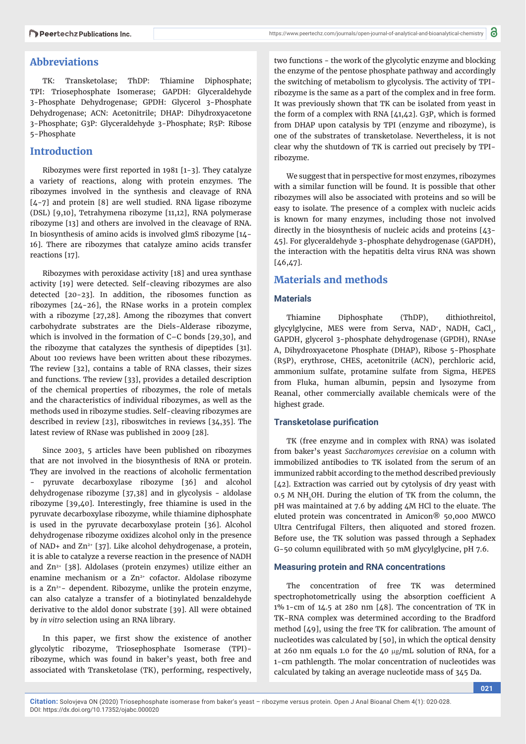## Abbreviations

TK: Transketolase; ThDP: Thiamine Diphosphate; TPI: Triosephosphate Isomerase; GAPDH: Glyceraldehyde 3-Phosphate Dehydrogenase; GPDH: Glycerol 3-Phosphate Dehydrogenase; ACN: Acetonitrile; DHAP: Dihydroxyacetone 3-Phosphate; G3P: Glyceraldehyde 3-Phosphate; R5P: Ribose 5-Phosphate

## Introduction

Ribozymes were first reported in 1981 [1-3]. They catalyze a variety of reactions, along with protein enzymes. The ribozymes involved in the synthesis and cleavage of RNA [4-7] and protein [8] are well studied. RNA ligase ribozyme (DSL) [9,10], Tetrahymena ribozyme [11,12], RNA polymerase ribozyme [13] and others are involved in the cleavage of RNA. In biosynthesis of amino acids is involved glmS ribozyme [14-16]. There are ribozymes that catalyze amino acids transfer reactions [17].

Ribozymes with peroxidase activity [18] and urea synthase activity [19] were detected. Self-cleaving ribozymes are also detected [20-23]. In addition, the ribosomes function as ribozymes [24-26], the RNase works in a protein complex with a ribozyme [27,28]. Among the ribozymes that convert carbohydrate substrates are the Diels-Alderase ribozyme, which is involved in the formation of C–C bonds [29,30], and the ribozyme that catalyzes the synthesis of dipeptides [31]. About 100 reviews have been written about these ribozymes. The review [32], contains a table of RNA classes, their sizes and functions. The review [33], provides a detailed description of the chemical properties of ribozymes, the role of metals and the characteristics of individual ribozymes, as well as the methods used in ribozyme studies. Self-cleaving ribozymes are described in review [23], riboswitches in reviews [34,35]. The latest review of RNase was published in 2009 [28].

Since 2003, 5 articles have been published on ribozymes that are not involved in the biosynthesis of RNA or protein. They are involved in the reactions of alcoholic fermentation - pyruvate decarboxylase ribozyme [36] and alcohol dehydrogenase ribozyme [37,38] and in glycolysis - aldolase ribozyme [39,40]. Interestingly, free thiamine is used in the pyruvate decarboxylase ribozyme, while thiamine diphosphate is used in the pyruvate decarboxylase protein [36]. Alcohol dehydrogenase ribozyme oxidizes alcohol only in the presence of NAD+ and $Zn^{2+}$ [37]. Like alcohol dehydrogenase, a protein, it is able to catalyze a reverse reaction in the presence of NADH and $Zn^{2+}$ [38]. Aldolases (protein enzymes) utilize either an enamine mechanism or a $Zn^{2+}$ cofactor. Aldolase ribozyme is a $Zn^{2+}$- dependent. Ribozyme, unlike the protein enzyme, can also catalyze a transfer of a biotinylated benzaldehyde derivative to the aldol donor substrate [39]. All were obtained by *in vitro* selection using an RNA library.

In this paper, we first show the existence of another glycolytic ribozyme, Triosephosphate Isomerase (TPI)-ribozyme, which was found in baker's yeast, both free and associated with Transketolase (TK), performing, respectively, two functions - the work of the glycolytic enzyme and blocking the enzyme of the pentose phosphate pathway and accordingly the switching of metabolism to glycolysis. The activity of TPI-ribozyme is the same as a part of the complex and in free form. It was previously shown that TK can be isolated from yeast in the form of a complex with RNA [41,42]. G3P, which is formed from DHAP upon catalysis by TPI (enzyme and ribozyme), is one of the substrates of transketolase. Nevertheless, it is not clear why the shutdown of TK is carried out precisely by TPI-ribozyme.

We suggest that in perspective for most enzymes, ribozymes with a similar function will be found. It is possible that other ribozymes will also be associated with proteins and so will be easy to isolate. The presence of a complex with nucleic acids is known for many enzymes, including those not involved directly in the biosynthesis of nucleic acids and proteins [43-45]. For glyceraldehyde 3-phosphate dehydrogenase (GAPDH), the interaction with the hepatitis delta virus RNA was shown [46,47].

## Materials and methods

### Materials

Thiamine Diphosphate (ThDP), dithiothreitol, glycylglycine, MES were from Serva, $NAD^+$, NADH, $CaCl_2$, GAPDH, glycerol 3-phosphate dehydrogenase (GPDH), RNAse A, Dihydroxyacetone Phosphate (DHAP), Ribose 5-Phosphate (R5P), erythrose, CHES, acetonitrile (ACN), perchloric acid, ammonium sulfate, protamine sulfate from Sigma, HEPES from Fluka, human albumin, pepsin and lysozyme from Reanal, other commercially available chemicals were of the highest grade.

### Transketolase purification

TK (free enzyme and in complex with RNA) was isolated from baker's yeast *Saccharomyces cerevisiae* on a column with immobilized antibodies to TK isolated from the serum of an immunized rabbit according to the method described previously [42]. Extraction was carried out by cytolysis of dry yeast with 0.5 M $NH_4OH$. During the elution of TK from the column, the pH was maintained at 7.6 by adding 4M HCl to the eluate. The eluted protein was concentrated in Amicon® 50,000 MWCO Ultra Centrifugal Filters, then aliquoted and stored frozen. Before use, the TK solution was passed through a Sephadex G-50 column equilibrated with 50 mM glycylglycine, pH 7.6.

### Measuring protein and RNA concentrations

The concentration of free TK was determined spectrophotometrically using the absorption coefficient A 1% 1-cm of 14.5 at 280 nm [48]. The concentration of TK in TK-RNA complex was determined according to the Bradford method [49], using the free TK for calibration. The amount of nucleotides was calculated by [50], in which the optical density at 260 nm equals 1.0 for the 40 μg/mL solution of RNA, for a 1-cm pathlength. The molar concentration of nucleotides was calculated by taking an average nucleotide mass of 345 Da.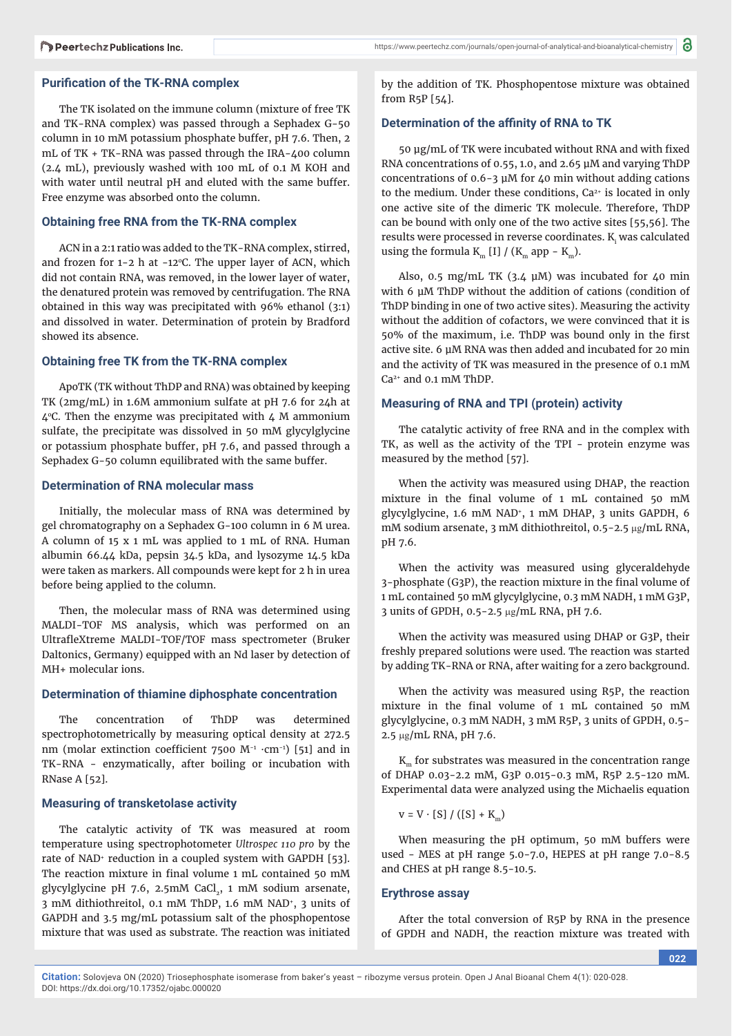### Purification of the TK-RNA complex

The TK isolated on the immune column (mixture of free TK and TK-RNA complex) was passed through a Sephadex G-50 column in 10 mM potassium phosphate buffer, pH 7.6. Then, 2 mL of TK + TK-RNA was passed through the IRA-400 column (2.4 mL), previously washed with 100 mL of 0.1 M KOH and with water until neutral pH and eluted with the same buffer. Free enzyme was absorbed onto the column.

### Obtaining free RNA from the TK-RNA complex

ACN in a 2:1 ratio was added to the TK-RNA complex, stirred, and frozen for 1-2 h at -12°C. The upper layer of ACN, which did not contain RNA, was removed, in the lower layer of water, the denatured protein was removed by centrifugation. The RNA obtained in this way was precipitated with 96% ethanol (3:1) and dissolved in water. Determination of protein by Bradford showed its absence.

### Obtaining free TK from the TK-RNA complex

ApoTK (TK without ThDP and RNA) was obtained by keeping TK (2mg/mL) in 1.6M ammonium sulfate at pH 7.6 for 24h at 4°C. Then the enzyme was precipitated with 4 M ammonium sulfate, the precipitate was dissolved in 50 mM glycylglycine or potassium phosphate buffer, pH 7.6, and passed through a Sephadex G-50 column equilibrated with the same buffer.

### Determination of RNA molecular mass

Initially, the molecular mass of RNA was determined by gel chromatography on a Sephadex G-100 column in 6 M urea. A column of 15 x 1 mL was applied to 1 mL of RNA. Human albumin 66.44 kDa, pepsin 34.5 kDa, and lysozyme 14.5 kDa were taken as markers. All compounds were kept for 2 h in urea before being applied to the column.

Then, the molecular mass of RNA was determined using MALDI-TOF MS analysis, which was performed on an UltrafleXtreme MALDI-TOF/TOF mass spectrometer (Bruker Daltonics, Germany) equipped with an Nd laser by detection of MH+ molecular ions.

### Determination of thiamine diphosphate concentration

The concentration of ThDP was determined spectrophotometrically by measuring optical density at 272.5 nm (molar extinction coefficient 7500 $M^{-1} \cdot cm^{-1}$) [51] and in TK-RNA - enzymatically, after boiling or incubation with RNase A [52].

### Measuring of transketolase activity

The catalytic activity of TK was measured at room temperature using spectrophotometer *Ultrospec 110 pro* by the rate of $NAD^+$ reduction in a coupled system with GAPDH [53]. The reaction mixture in final volume 1 mL contained 50 mM glycylglycine pH 7.6, 2.5mM $CaCl_2$, 1 mM sodium arsenate, 3 mM dithiothreitol, 0.1 mM ThDP, 1.6 mM $NAD^+$, 3 units of GAPDH and 3.5 mg/mL potassium salt of the phosphopentose mixture that was used as substrate. The reaction was initiated by the addition of TK. Phosphopentose mixture was obtained from R5P [54].

### Determination of the affinity of RNA to TK

50 µg/mL of TK were incubated without RNA and with fixed RNA concentrations of 0.55, 1.0, and 2.65 µM and varying ThDP concentrations of 0.6-3 µM for 40 min without adding cations to the medium. Under these conditions, $Ca^{2+}$ is located in only one active site of the dimeric TK molecule. Therefore, ThDP can be bound with only one of the two active sites [55,56]. The results were processed in reverse coordinates. $K_i$ was calculated using the formula $K_m$ [I] / ($K_m$ app - $K_m$).

Also, 0.5 mg/mL TK (3.4 µM) was incubated for 40 min with 6 µM ThDP without the addition of cations (condition of ThDP binding in one of two active sites). Measuring the activity without the addition of cofactors, we were convinced that it is 50% of the maximum, i.e. ThDP was bound only in the first active site. 6 µM RNA was then added and incubated for 20 min and the activity of TK was measured in the presence of 0.1 mM $Ca^{2+}$ and 0.1 mM ThDP.

### Measuring of RNA and TPI (protein) activity

The catalytic activity of free RNA and in the complex with TK, as well as the activity of the TPI - protein enzyme was measured by the method [57].

When the activity was measured using DHAP, the reaction mixture in the final volume of 1 mL contained 50 mM glycylglycine, 1.6 mM $NAD^+$, 1 mM DHAP, 3 units GAPDH, 6 mM sodium arsenate, 3 mM dithiothreitol, 0.5-2.5 µg/mL RNA, pH 7.6.

When the activity was measured using glyceraldehyde 3-phosphate (G3P), the reaction mixture in the final volume of 1 mL contained 50 mM glycylglycine, 0.3 mM NADH, 1 mM G3P, 3 units of GPDH, 0.5-2.5 µg/mL RNA, pH 7.6.

When the activity was measured using DHAP or G3P, their freshly prepared solutions were used. The reaction was started by adding TK-RNA or RNA, after waiting for a zero background.

When the activity was measured using R5P, the reaction mixture in the final volume of 1 mL contained 50 mM glycylglycine, 0.3 mM NADH, 3 mM R5P, 3 units of GPDH, 0.5-2.5 µg/mL RNA, pH 7.6.

$K_m$ for substrates was measured in the concentration range of DHAP 0.03-2.2 mM, G3P 0.015-0.3 mM, R5P 2.5-120 mM. Experimental data were analyzed using the Michaelis equation

$$v = V \cdot [S] / ([S] + K_m)$$

When measuring the pH optimum, 50 mM buffers were used - MES at pH range 5.0-7.0, HEPES at pH range 7.0-8.5 and CHES at pH range 8.5-10.5.

### Erythrose assay

After the total conversion of R5P by RNA in the presence of GPDH and NADH, the reaction mixture was treated with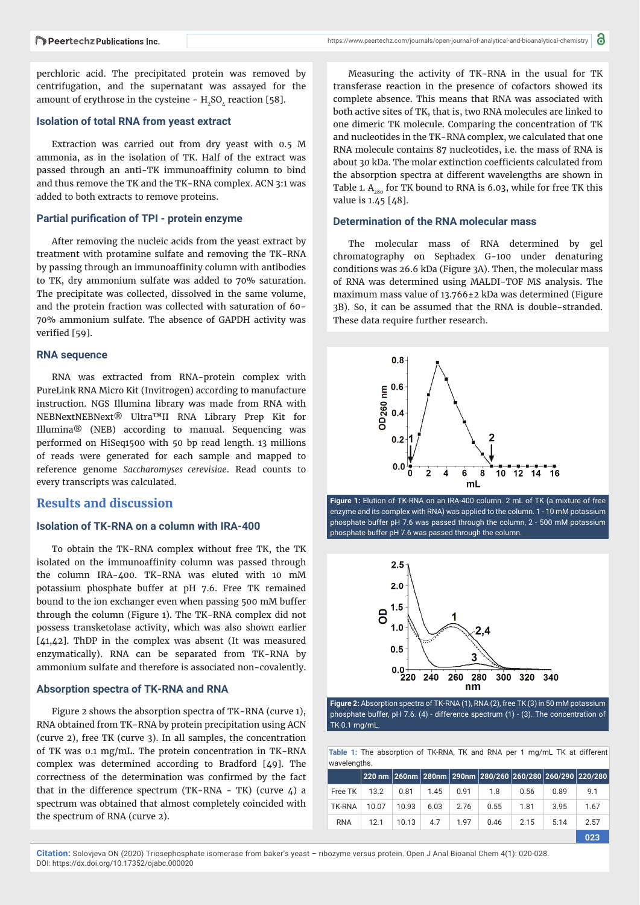perchloric acid. The precipitated protein was removed by centrifugation, and the supernatant was assayed for the amount of erythrose in the cysteine - $H_2SO_4$ reaction [58].

### Isolation of total RNA from yeast extract

Extraction was carried out from dry yeast with 0.5 M ammonia, as in the isolation of TK. Half of the extract was passed through an anti-TK immunoaffinity column to bind and thus remove the TK and the TK-RNA complex. ACN 3:1 was added to both extracts to remove proteins.

### Partial purification of TPI - protein enzyme

After removing the nucleic acids from the yeast extract by treatment with protamine sulfate and removing the TK-RNA by passing through an immunoaffinity column with antibodies to TK, dry ammonium sulfate was added to 70% saturation. The precipitate was collected, dissolved in the same volume, and the protein fraction was collected with saturation of 60-70% ammonium sulfate. The absence of GAPDH activity was verified [59].

### RNA sequence

RNA was extracted from RNA-protein complex with PureLink RNA Micro Kit (Invitrogen) according to manufacture instruction. NGS Illumina library was made from RNA with NEBNextNEBNext® Ultra™II RNA Library Prep Kit for Illumina® (NEB) according to manual. Sequencing was performed on HiSeq1500 with 50 bp read length. 13 millions of reads were generated for each sample and mapped to reference genome *Saccharomyses cerevisiae*. Read counts to every transcripts was calculated.

## Results and discussion

### Isolation of TK-RNA on a column with IRA-400

To obtain the TK-RNA complex without free TK, the TK isolated on the immunoaffinity column was passed through the column IRA-400. TK-RNA was eluted with 10 mM potassium phosphate buffer at pH 7.6. Free TK remained bound to the ion exchanger even when passing 500 mM buffer through the column (Figure 1). The TK-RNA complex did not possess transketolase activity, which was also shown earlier [41,42]. ThDP in the complex was absent (It was measured enzymatically). RNA can be separated from TK-RNA by ammonium sulfate and therefore is associated non-covalently.

### Absorption spectra of TK-RNA and RNA

Figure 2 shows the absorption spectra of TK-RNA (curve 1), RNA obtained from TK-RNA by protein precipitation using ACN (curve 2), free TK (curve 3). In all samples, the concentration of TK was 0.1 mg/mL. The protein concentration in TK-RNA complex was determined according to Bradford [49]. The correctness of the determination was confirmed by the fact that in the difference spectrum (TK-RNA - TK) (curve 4) a spectrum was obtained that almost completely coincided with the spectrum of RNA (curve 2).

Measuring the activity of TK-RNA in the usual for TK transferase reaction in the presence of cofactors showed its complete absence. This means that RNA was associated with both active sites of TK, that is, two RNA molecules are linked to one dimeric TK molecule. Comparing the concentration of TK and nucleotides in the TK-RNA complex, we calculated that one RNA molecule contains 87 nucleotides, i.e. the mass of RNA is about 30 kDa. The molar extinction coefficients calculated from the absorption spectra at different wavelengths are shown in Table 1. $A_{280}$ for TK bound to RNA is 6.03, while for free TK this value is 1.45 [48].

### Determination of the RNA molecular mass

The molecular mass of RNA determined by gel chromatography on Sephadex G-100 under denaturing conditions was 26.6 kDa (Figure 3A). Then, the molecular mass of RNA was determined using MALDI-TOF MS analysis. The maximum mass value of 13.766±2 kDa was determined (Figure 3B). So, it can be assumed that the RNA is double-stranded. These data require further research.

**Figure 1:** Elution of TK-RNA on an IRA-400 column. 2 mL of TK (a mixture of free enzyme and its complex with RNA) was applied to the column. 1 - 10 mM potassium phosphate buffer pH 7.6 was passed through the column, 2 - 500 mM potassium phosphate buffer pH 7.6 was passed through the column.

**Figure 2:** Absorption spectra of TK-RNA (1), RNA (2), free TK (3) in 50 mM potassium phosphate buffer, pH 7.6. (4) - difference spectrum (1) - (3). The concentration of TK 0.1 mg/mL.

**Table 1:** The absorption of TK-RNA, TK and RNA per 1 mg/mL TK at different wavelengths.

| | 220 nm | 260nm | 280nm | 290nm | 280/260 | 260/280 | 260/290 | 220/280 |
|---|---|---|---|---|---|---|---|---|
| Free TK | 13.2 | 0.81 | 1.45 | 0.91 | 1.8 | 0.56 | 0.89 | 9.1 |
| TK-RNA | 10.07 | 10.93 | 6.03 | 2.76 | 0.55 | 1.81 | 3.95 | 1.67 |
| RNA | 12.1 | 10.13 | 4.7 | 1.97 | 0.46 | 2.15 | 5.14 | 2.57 |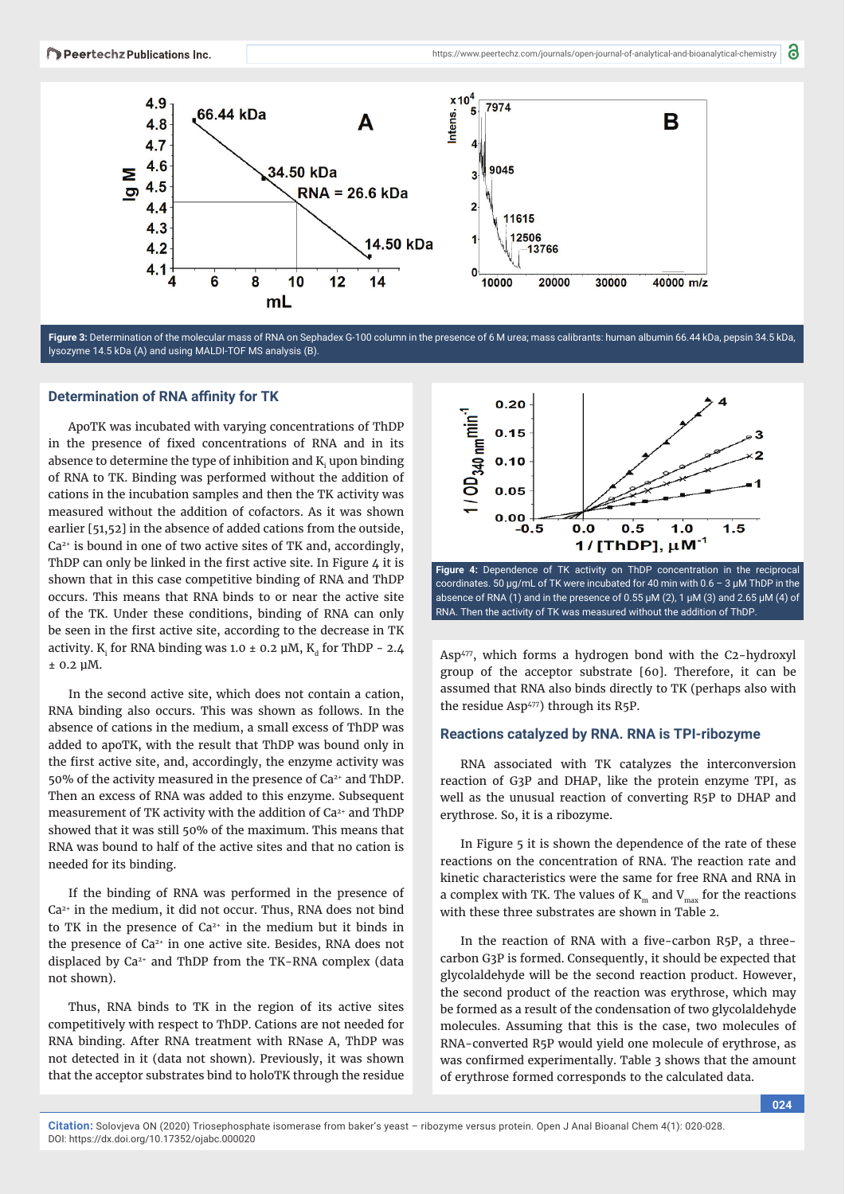Figure 3: Determination of the molecular mass of RNA on Sephadex G-100 column in the presence of 6 M urea; mass calibrants: human albumin 66.44 kDa, pepsin 34.5 kDa, lysozyme 14.5 kDa (A) and using MALDI-TOF MS analysis (B).

### Determination of RNA affinity for TK

ApoTK was incubated with varying concentrations of ThDP in the presence of fixed concentrations of RNA and in its absence to determine the type of inhibition and $K_i$ upon binding of RNA to TK. Binding was performed without the addition of cations in the incubation samples and then the TK activity was measured without the addition of cofactors. As it was shown earlier [51,52] in the absence of added cations from the outside, $Ca^{2+}$ is bound in one of two active sites of TK and, accordingly, ThDP can only be linked in the first active site. In Figure 4 it is shown that in this case competitive binding of RNA and ThDP occurs. This means that RNA binds to or near the active site of the TK. Under these conditions, binding of RNA can only be seen in the first active site, according to the decrease in TK activity. $K_i$ for RNA binding was 1.0 ± 0.2 µM, $K_d$ for ThDP - 2.4 ± 0.2 µM.

In the second active site, which does not contain a cation, RNA binding also occurs. This was shown as follows. In the absence of cations in the medium, a small excess of ThDP was added to apoTK, with the result that ThDP was bound only in the first active site, and, accordingly, the enzyme activity was 50% of the activity measured in the presence of $Ca^{2+}$ and ThDP. Then an excess of RNA was added to this enzyme. Subsequent measurement of TK activity with the addition of $Ca^{2+}$ and ThDP showed that it was still 50% of the maximum. This means that RNA was bound to half of the active sites and that no cation is needed for its binding.

If the binding of RNA was performed in the presence of $Ca^{2+}$ in the medium, it did not occur. Thus, RNA does not bind to TK in the presence of $Ca^{2+}$ in the medium but it binds in the presence of $Ca^{2+}$ in one active site. Besides, RNA does not displaced by $Ca^{2+}$ and ThDP from the TK-RNA complex (data not shown).

Thus, RNA binds to TK in the region of its active sites competitively with respect to ThDP. Cations are not needed for RNA binding. After RNA treatment with RNase A, ThDP was not detected in it (data not shown). Previously, it was shown that the acceptor substrates bind to holoTK through the residue Asp[477], which forms a hydrogen bond with the C2-hydroxyl group of the acceptor substrate [60]. Therefore, it can be assumed that RNA also binds directly to TK (perhaps also with the residue Asp[477]) through its R5P.

Figure 4: Dependence of TK activity on ThDP concentration in the reciprocal coordinates. 50 µg/mL of TK were incubated for 40 min with 0.6 – 3 µM ThDP in the absence of RNA (1) and in the presence of 0.55 µM (2), 1 µM (3) and 2.65 µM (4) of RNA. Then the activity of TK was measured without the addition of ThDP.

### Reactions catalyzed by RNA. RNA is TPI-ribozyme

RNA associated with TK catalyzes the interconversion reaction of G3P and DHAP, like the protein enzyme TPI, as well as the unusual reaction of converting R5P to DHAP and erythrose. So, it is a ribozyme.

In Figure 5 it is shown the dependence of the rate of these reactions on the concentration of RNA. The reaction rate and kinetic characteristics were the same for free RNA and RNA in a complex with TK. The values of $K_m$ and $V_{max}$ for the reactions with these three substrates are shown in Table 2.

In the reaction of RNA with a five-carbon R5P, a three-carbon G3P is formed. Consequently, it should be expected that glycolaldehyde will be the second reaction product. However, the second product of the reaction was erythrose, which may be formed as a result of the condensation of two glycolaldehyde molecules. Assuming that this is the case, two molecules of RNA-converted R5P would yield one molecule of erythrose, as was confirmed experimentally. Table 3 shows that the amount of erythrose formed corresponds to the calculated data.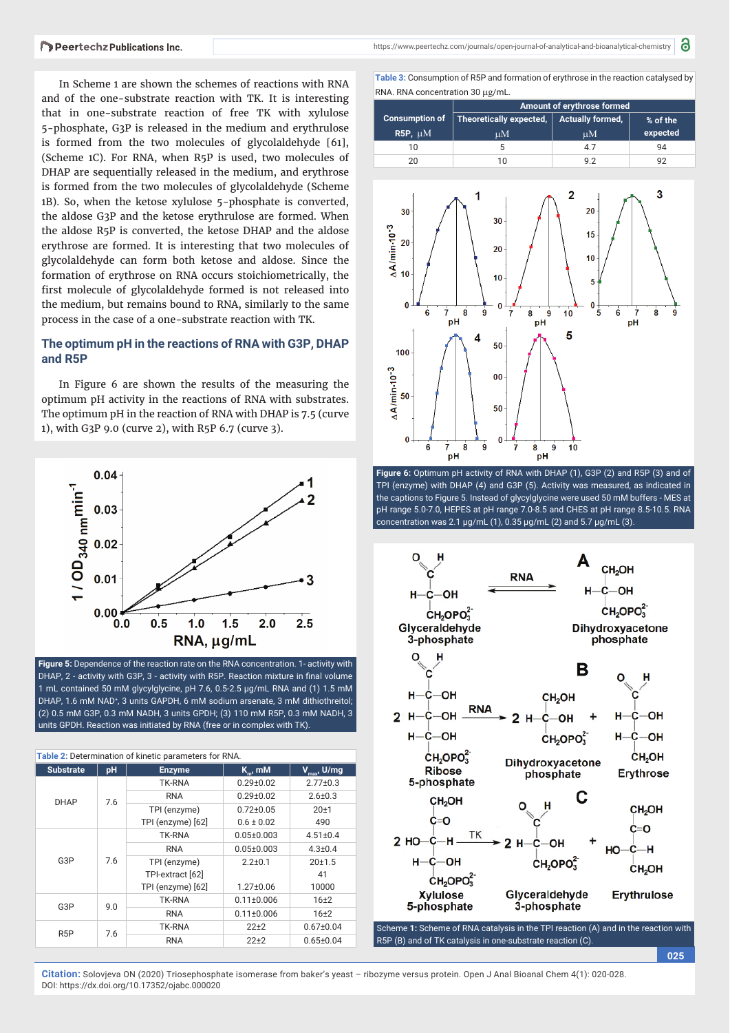In Scheme 1 are shown the schemes of reactions with RNA and of the one-substrate reaction with TK. It is interesting that in one-substrate reaction of free TK with xylulose 5-phosphate, G3P is released in the medium and erythrulose is formed from the two molecules of glycolaldehyde [61], (Scheme 1C). For RNA, when R5P is used, two molecules of DHAP are sequentially released in the medium, and erythrose is formed from the two molecules of glycolaldehyde (Scheme 1B). So, when the ketose xylulose 5-phosphate is converted, the aldose G3P and the ketose erythrulose are formed. When the aldose R5P is converted, the ketose DHAP and the aldose erythrose are formed. It is interesting that two molecules of glycolaldehyde can form both ketose and aldose. Since the formation of erythrose on RNA occurs stoichiometrically, the first molecule of glycolaldehyde formed is not released into the medium, but remains bound to RNA, similarly to the same process in the case of a one-substrate reaction with TK.

## The optimum pH in the reactions of RNA with G3P, DHAP and R5P

In Figure 6 are shown the results of the measuring the optimum pH activity in the reactions of RNA with substrates. The optimum pH in the reaction of RNA with DHAP is 7.5 (curve 1), with G3P 9.0 (curve 2), with R5P 6.7 (curve 3).

**Figure 5:** Dependence of the reaction rate on the RNA concentration. 1- activity with DHAP, 2 - activity with G3P, 3 - activity with R5P. Reaction mixture in final volume 1 mL contained 50 mM glycylglycine, pH 7.6, 0.5-2.5 μg/mL RNA and (1) 1.5 mM DHAP, 1.6 mM $NAD^+$, 3 units GAPDH, 6 mM sodium arsenate, 3 mM dithiothreitol; (2) 0.5 mM G3P, 0.3 mM NADH, 3 units GPDH; (3) 110 mM R5P, 0.3 mM NADH, 3 units GPDH. Reaction was initiated by RNA (free or in complex with TK).

**Table 2:** Determination of kinetic parameters for RNA.

| Substrate | pH | Enzyme | $K_m$, mM | $V_{max}$, U/mg |
|---|---|---|---|---|
| DHAP | 7.6 | TK-RNA | 0.29±0.02 | 2.77±0.3 |
| | | RNA | 0.29±0.02 | 2.6±0.3 |
| | | TPI (enzyme) | 0.72±0.05 | 20±1 |
| | | TPI (enzyme) [62] | 0.6 ± 0.02 | 490 |
| G3P | 7.6 | TK-RNA | 0.05±0.003 | 4.51±0.4 |
| | | RNA | 0.05±0.003 | 4.3±0.4 |
| | | TPI (enzyme) | 2.2±0.1 | 20±1.5 |
| | | TPI-extract [62] | | 41 |
| | | TPI (enzyme) [62] | 1.27±0.06 | 10000 |
| G3P | 9.0 | TK-RNA | 0.11±0.006 | 16±2 |
| | | RNA | 0.11±0.006 | 16±2 |
| R5P | 7.6 | TK-RNA | 22±2 | 0.67±0.04 |
| | | RNA | 22±2 | 0.65±0.04 |

**Table 3:** Consumption of R5P and formation of erythrose in the reaction catalysed by RNA. RNA concentration 30 μg/mL.

| Consumption of R5P, μM | Amount of erythrose formed | | |
|---|---|---|---|
| | Theoretically expected, μM | Actually formed, μM | % of the expected |
| 10 | 5 | 4.7 | 94 |
| 20 | 10 | 9.2 | 92 |

**Figure 6:** Optimum pH activity of RNA with DHAP (1), G3P (2) and R5P (3) and of TPI (enzyme) with DHAP (4) and G3P (5). Activity was measured, as indicated in the captions to Figure 5. Instead of glycylglycine were used 50 mM buffers - MES at pH range 5.0-7.0, HEPES at pH range 7.0-8.5 and CHES at pH range 8.5-10.5. RNA concentration was 2.1 μg/mL (1), 0.35 μg/mL (2) and 5.7 μg/mL (3).

Scheme 1: Scheme of RNA catalysis in the TPI reaction (A) and in the reaction with R5P (B) and of TK catalysis in one-substrate reaction (C).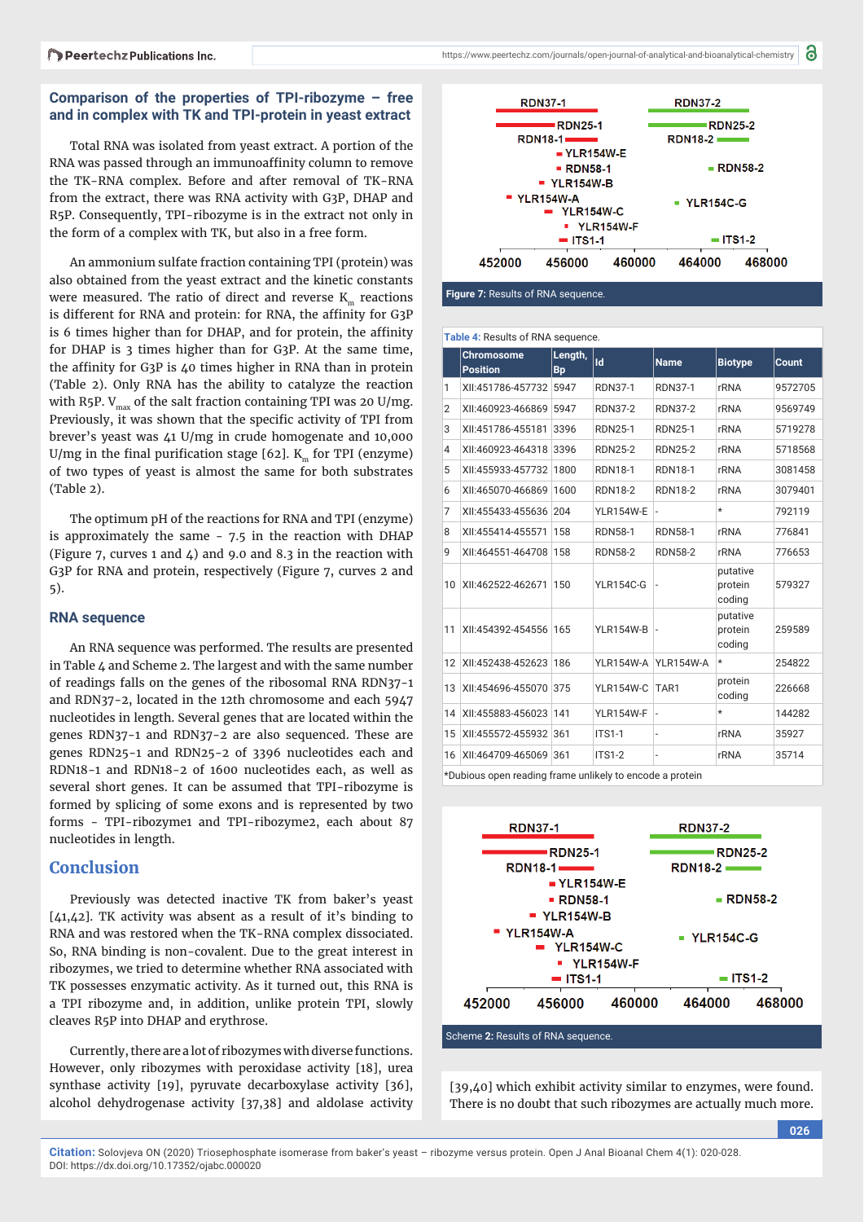### Comparison of the properties of TPI-ribozyme – free and in complex with TK and TPI-protein in yeast extract

Total RNA was isolated from yeast extract. A portion of the RNA was passed through an immunoaffinity column to remove the TK-RNA complex. Before and after removal of TK-RNA from the extract, there was RNA activity with G3P, DHAP and R5P. Consequently, TPI-ribozyme is in the extract not only in the form of a complex with TK, but also in a free form.

An ammonium sulfate fraction containing TPI (protein) was also obtained from the yeast extract and the kinetic constants were measured. The ratio of direct and reverse $K_m$ reactions is different for RNA and protein: for RNA, the affinity for G3P is 6 times higher than for DHAP, and for protein, the affinity for DHAP is 3 times higher than for G3P. At the same time, the affinity for G3P is 40 times higher in RNA than in protein (Table 2). Only RNA has the ability to catalyze the reaction with R5P. $V_{max}$ of the salt fraction containing TPI was 20 U/mg. Previously, it was shown that the specific activity of TPI from brever's yeast was 41 U/mg in crude homogenate and 10,000 U/mg in the final purification stage [62]. $K_m$ for TPI (enzyme) of two types of yeast is almost the same for both substrates (Table 2).

The optimum pH of the reactions for RNA and TPI (enzyme) is approximately the same - 7.5 in the reaction with DHAP (Figure 7, curves 1 and 4) and 9.0 and 8.3 in the reaction with G3P for RNA and protein, respectively (Figure 7, curves 2 and 5).

### RNA sequence

An RNA sequence was performed. The results are presented in Table 4 and Scheme 2. The largest and with the same number of readings falls on the genes of the ribosomal RNA RDN37-1 and RDN37-2, located in the 12th chromosome and each 5947 nucleotides in length. Several genes that are located within the genes RDN37-1 and RDN37-2 are also sequenced. These are genes RDN25-1 and RDN25-2 of 3396 nucleotides each and RDN18-1 and RDN18-2 of 1600 nucleotides each, as well as several short genes. It can be assumed that TPI-ribozyme is formed by splicing of some exons and is represented by two forms - TPI-ribozyme1 and TPI-ribozyme2, each about 87 nucleotides in length.

## Conclusion

Previously was detected inactive TK from baker's yeast [41,42]. TK activity was absent as a result of it's binding to RNA and was restored when the TK-RNA complex dissociated. So, RNA binding is non-covalent. Due to the great interest in ribozymes, we tried to determine whether RNA associated with TK possesses enzymatic activity. As it turned out, this RNA is a TPI ribozyme and, in addition, unlike protein TPI, slowly cleaves R5P into DHAP and erythrose.

Currently, there are a lot of ribozymes with diverse functions. However, only ribozymes with peroxidase activity [18], urea synthase activity [19], pyruvate decarboxylase activity [36], alcohol dehydrogenase activity [37,38] and aldolase activity [39,40] which exhibit activity similar to enzymes, were found. There is no doubt that such ribozymes are actually much more.

**Figure 7:** Results of RNA sequence.

**Table 4:** Results of RNA sequence.

| | Chromosome Position | Length, Bp | Id | Name | Biotype | Count |
|---|---|---|---|---|---|---|
| 1 | XII:451786-457732 | 5947 | RDN37-1 | RDN37-1 | rRNA | 9572705 |
| 2 | XII:460923-466869 | 5947 | RDN37-2 | RDN37-2 | rRNA | 9569749 |
| 3 | XII:451786-455181 | 3396 | RDN25-1 | RDN25-1 | rRNA | 5719278 |
| 4 | XII:460923-464318 | 3396 | RDN25-2 | RDN25-2 | rRNA | 5718568 |
| 5 | XII:455933-457732 | 1800 | RDN18-1 | RDN18-1 | rRNA | 3081458 |
| 6 | XII:465070-466869 | 1600 | RDN18-2 | RDN18-2 | rRNA | 3079401 |
| 7 | XII:455433-455636 | 204 | YLR154W-E | - | * | 792119 |
| 8 | XII:455414-455571 | 158 | RDN58-1 | RDN58-1 | rRNA | 776841 |
| 9 | XII:464551-464708 | 158 | RDN58-2 | RDN58-2 | rRNA | 776653 |
| 10 | XII:462522-462671 | 150 | YLR154C-G | - | putative protein coding | 579327 |
| 11 | XII:454392-454556 | 165 | YLR154W-B | - | putative protein coding | 259589 |
| 12 | XII:452438-452623 | 186 | YLR154W-A | YLR154W-A | * | 254822 |
| 13 | XII:454696-455070 | 375 | YLR154W-C | TAR1 | protein coding | 226668 |
| 14 | XII:455883-456023 | 141 | YLR154W-F | - | * | 144282 |
| 15 | XII:455572-455932 | 361 | ITS1-1 | - | rRNA | 35927 |
| 16 | XII:464709-465069 | 361 | ITS1-2 | - | rRNA | 35714 |

*Dubious open reading frame unlikely to encode a protein

**Scheme 2:** Results of RNA sequence.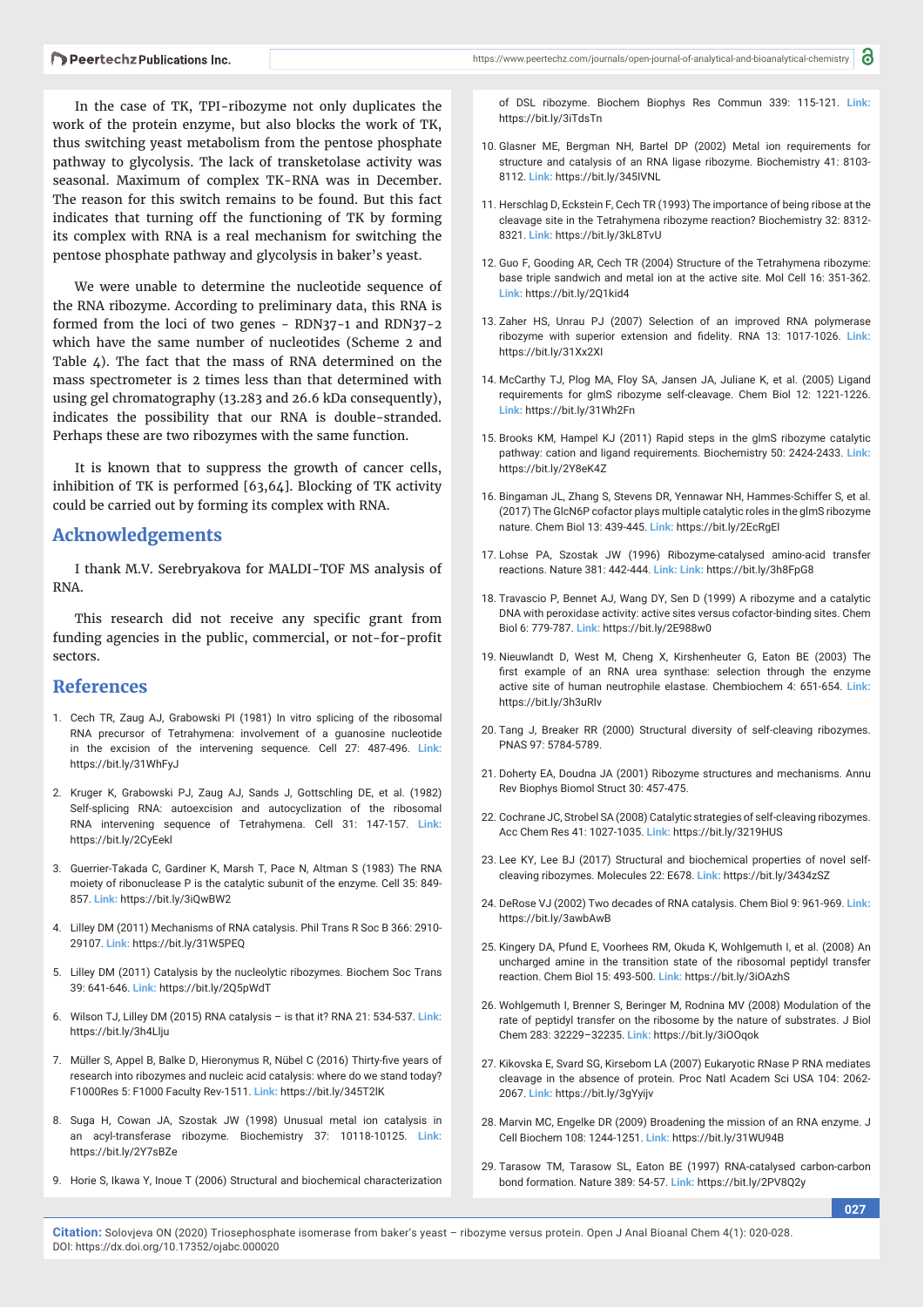In the case of TK, TPI-ribozyme not only duplicates the work of the protein enzyme, but also blocks the work of TK, thus switching yeast metabolism from the pentose phosphate pathway to glycolysis. The lack of transketolase activity was seasonal. Maximum of complex TK-RNA was in December. The reason for this switch remains to be found. But this fact indicates that turning off the functioning of TK by forming its complex with RNA is a real mechanism for switching the pentose phosphate pathway and glycolysis in baker's yeast.

We were unable to determine the nucleotide sequence of the RNA ribozyme. According to preliminary data, this RNA is formed from the loci of two genes - RDN37-1 and RDN37-2 which have the same number of nucleotides (Scheme 2 and Table 4). The fact that the mass of RNA determined on the mass spectrometer is 2 times less than that determined with using gel chromatography (13.283 and 26.6 kDa consequently), indicates the possibility that our RNA is double-stranded. Perhaps these are two ribozymes with the same function.

It is known that to suppress the growth of cancer cells, inhibition of TK is performed [63,64]. Blocking of TK activity could be carried out by forming its complex with RNA.

## Acknowledgements

I thank M.V. Serebryakova for MALDI-TOF MS analysis of RNA.

This research did not receive any specific grant from funding agencies in the public, commercial, or not-for-profit sectors.

## References

1. Cech TR, Zaug AJ, Grabowski PI (1981) In vitro splicing of the ribosomal RNA precursor of Tetrahymena: involvement of a guanosine nucleotide in the excision of the intervening sequence. Cell 27: 487-496. Link: https://bit.ly/31WhFyJ
2. Kruger K, Grabowski PJ, Zaug AJ, Sands J, Gottschling DE, et al. (1982) Self-splicing RNA: autoexcision and autocyclization of the ribosomal RNA intervening sequence of Tetrahymena. Cell 31: 147-157. Link: https://bit.ly/2CyEekl
3. Guerrier-Takada C, Gardiner K, Marsh T, Pace N, Altman S (1983) The RNA moiety of ribonuclease P is the catalytic subunit of the enzyme. Cell 35: 849-857. Link: https://bit.ly/3iQwBW2
4. Lilley DM (2011) Mechanisms of RNA catalysis. Phil Trans R Soc B 366: 2910-29107. Link: https://bit.ly/31W5PEQ
5. Lilley DM (2011) Catalysis by the nucleolytic ribozymes. Biochem Soc Trans 39: 641-646. Link: https://bit.ly/2Q5pWdT
6. Wilson TJ, Lilley DM (2015) RNA catalysis – is that it? RNA 21: 534-537. Link: https://bit.ly/3h4Llju
7. Müller S, Appel B, Balke D, Hieronymus R, Nübel C (2016) Thirty-five years of research into ribozymes and nucleic acid catalysis: where do we stand today? F1000Res 5: F1000 Faculty Rev-1511. Link: https://bit.ly/345T2lK
8. Suga H, Cowan JA, Szostak JW (1998) Unusual metal ion catalysis in an acyl-transferase ribozyme. Biochemistry 37: 10118-10125. Link: https://bit.ly/2Y7sBZe
9. Horie S, Ikawa Y, Inoue T (2006) Structural and biochemical characterization of DSL ribozyme. Biochem Biophys Res Commun 339: 115-121. Link: https://bit.ly/3iTdsTn
10. Glasner ME, Bergman NH, Bartel DP (2002) Metal ion requirements for structure and catalysis of an RNA ligase ribozyme. Biochemistry 41: 8103-8112. Link: https://bit.ly/345IVNL
11. Herschlag D, Eckstein F, Cech TR (1993) The importance of being ribose at the cleavage site in the Tetrahymena ribozyme reaction? Biochemistry 32: 8312-8321. Link: https://bit.ly/3kL8TvU
12. Guo F, Gooding AR, Cech TR (2004) Structure of the Tetrahymena ribozyme: base triple sandwich and metal ion at the active site. Mol Cell 16: 351-362. Link: https://bit.ly/2Q1kid4
13. Zaher HS, Unrau PJ (2007) Selection of an improved RNA polymerase ribozyme with superior extension and fidelity. RNA 13: 1017-1026. Link: https://bit.ly/31Xx2XI
14. McCarthy TJ, Plog MA, Floy SA, Jansen JA, Juliane K, et al. (2005) Ligand requirements for glmS ribozyme self-cleavage. Chem Biol 12: 1221-1226. Link: https://bit.ly/31Wh2Fn
15. Brooks KM, Hampel KJ (2011) Rapid steps in the glmS ribozyme catalytic pathway: cation and ligand requirements. Biochemistry 50: 2424-2433. Link: https://bit.ly/2Y8eK4Z
16. Bingaman JL, Zhang S, Stevens DR, Yennawar NH, Hammes-Schiffer S, et al. (2017) The GlcN6P cofactor plays multiple catalytic roles in the glmS ribozyme nature. Chem Biol 13: 439-445. Link: https://bit.ly/2EcRgEl
17. Lohse PA, Szostak JW (1996) Ribozyme-catalysed amino-acid transfer reactions. Nature 381: 442-444. Link: Link: https://bit.ly/3h8FpG8
18. Travascio P, Bennet AJ, Wang DY, Sen D (1999) A ribozyme and a catalytic DNA with peroxidase activity: active sites versus cofactor-binding sites. Chem Biol 6: 779-787. Link: https://bit.ly/2E988w0
19. Nieuwlandt D, West M, Cheng X, Kirshenheuter G, Eaton BE (2003) The first example of an RNA urea synthase: selection through the enzyme active site of human neutrophile elastase. Chembiochem 4: 651-654. Link: https://bit.ly/3h3uRlv
20. Tang J, Breaker RR (2000) Structural diversity of self-cleaving ribozymes. PNAS 97: 5784-5789.
21. Doherty EA, Doudna JA (2001) Ribozyme structures and mechanisms. Annu Rev Biophys Biomol Struct 30: 457-475.
22. Cochrane JC, Strobel SA (2008) Catalytic strategies of self-cleaving ribozymes. Acc Chem Res 41: 1027-1035. Link: https://bit.ly/3219HUS
23. Lee KY, Lee BJ (2017) Structural and biochemical properties of novel self-cleaving ribozymes. Molecules 22: E678. Link: https://bit.ly/3434zSZ
24. DeRose VJ (2002) Two decades of RNA catalysis. Chem Biol 9: 961-969. Link: https://bit.ly/3awbAwB
25. Kingery DA, Pfund E, Voorhees RM, Okuda K, Wohlgemuth I, et al. (2008) An uncharged amine in the transition state of the ribosomal peptidyl transfer reaction. Chem Biol 15: 493-500. Link: https://bit.ly/3iOAzhS
26. Wohlgemuth I, Brenner S, Beringer M, Rodnina MV (2008) Modulation of the rate of peptidyl transfer on the ribosome by the nature of substrates. J Biol Chem 283: 32229–32235. Link: https://bit.ly/3iOOqok
27. Kikovska E, Svard SG, Kirsebom LA (2007) Eukaryotic RNase P RNA mediates cleavage in the absence of protein. Proc Natl Academ Sci USA 104: 2062-2067. Link: https://bit.ly/3gYyijv
28. Marvin MC, Engelke DR (2009) Broadening the mission of an RNA enzyme. J Cell Biochem 108: 1244-1251. Link: https://bit.ly/31WU94B
29. Tarasow TM, Tarasow SL, Eaton BE (1997) RNA-catalysed carbon-carbon bond formation. Nature 389: 54-57. Link: https://bit.ly/2PV8Q2y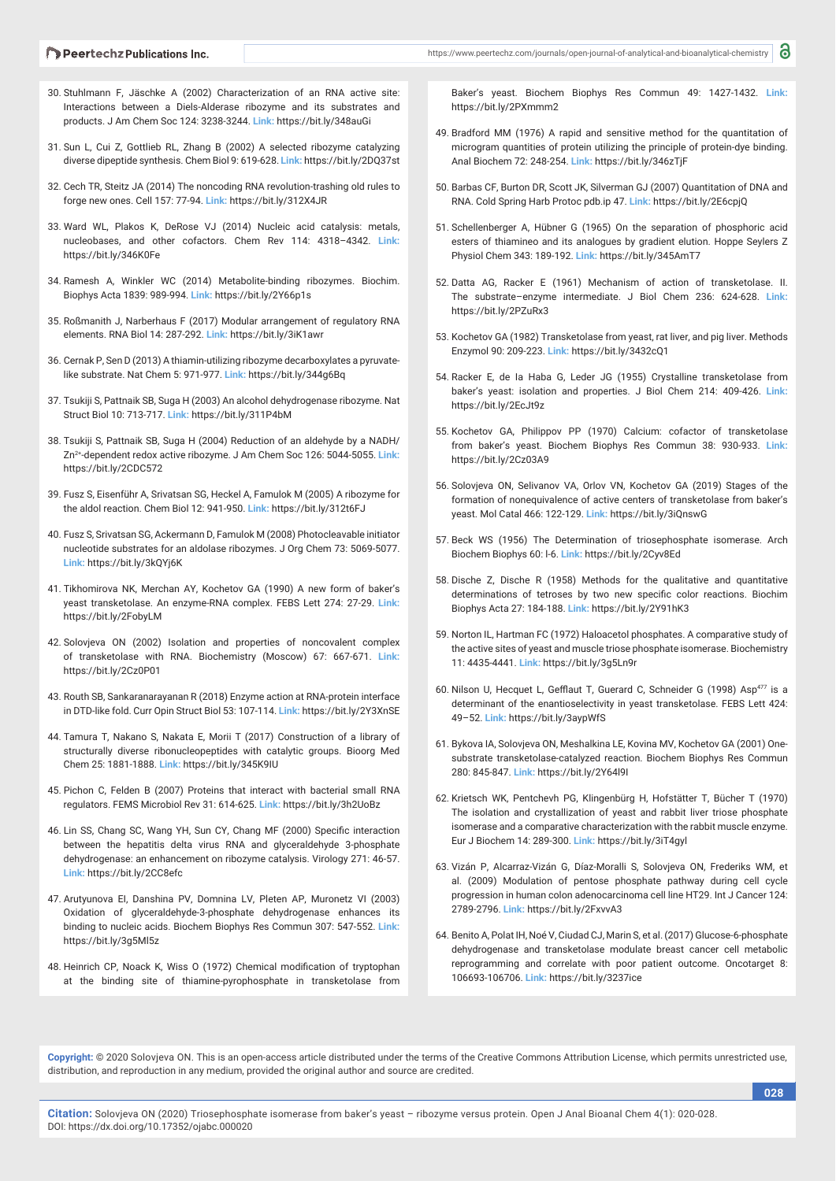30. Stuhlmann F, Jäschke A (2002) Characterization of an RNA active site: Interactions between a Diels-Alderase ribozyme and its substrates and products. J Am Chem Soc 124: 3238-3244. **Link:** https://bit.ly/348auGi

31. Sun L, Cui Z, Gottlieb RL, Zhang B (2002) A selected ribozyme catalyzing diverse dipeptide synthesis. Chem Biol 9: 619-628. **Link:** https://bit.ly/2DQ37st

32. Cech TR, Steitz JA (2014) The noncoding RNA revolution-trashing old rules to forge new ones. Cell 157: 77-94. **Link:** https://bit.ly/312X4JR

33. Ward WL, Plakos K, DeRose VJ (2014) Nucleic acid catalysis: metals, nucleobases, and other cofactors. Chem Rev 114: 4318–4342. **Link:** https://bit.ly/346K0Fe

34. Ramesh A, Winkler WC (2014) Metabolite-binding ribozymes. Biochim. Biophys Acta 1839: 989-994. **Link:** https://bit.ly/2Y66p1s

35. Roßmanith J, Narberhaus F (2017) Modular arrangement of regulatory RNA elements. RNA Biol 14: 287-292. **Link:** https://bit.ly/3iK1awr

36. Cernak P, Sen D (2013) A thiamin-utilizing ribozyme decarboxylates a pyruvate-like substrate. Nat Chem 5: 971-977. **Link:** https://bit.ly/344g6Bq

37. Tsukiji S, Pattnaik SB, Suga H (2003) An alcohol dehydrogenase ribozyme. Nat Struct Biol 10: 713-717. **Link:** https://bit.ly/311P4bM

38. Tsukiji S, Pattnaik SB, Suga H (2004) Reduction of an aldehyde by a NADH/$Zn^{2+}$-dependent redox active ribozyme. J Am Chem Soc 126: 5044-5055. **Link:** https://bit.ly/2CDC572

39. Fusz S, Eisenführ A, Srivatsan SG, Heckel A, Famulok M (2005) A ribozyme for the aldol reaction. Chem Biol 12: 941-950. **Link:** https://bit.ly/312t6FJ

40. Fusz S, Srivatsan SG, Ackermann D, Famulok M (2008) Photocleavable initiator nucleotide substrates for an aldolase ribozymes. J Org Chem 73: 5069-5077. **Link:** https://bit.ly/3kQYj6K

41. Tikhomirova NK, Merchan AY, Kochetov GA (1990) A new form of baker's yeast transketolase. An enzyme-RNA complex. FEBS Lett 274: 27-29. **Link:** https://bit.ly/2FobyLM

42. Solovjeva ON (2002) Isolation and properties of noncovalent complex of transketolase with RNA. Biochemistry (Moscow) 67: 667-671. **Link:** https://bit.ly/2Cz0P01

43. Routh SB, Sankaranarayanan R (2018) Enzyme action at RNA-protein interface in DTD-like fold. Curr Opin Struct Biol 53: 107-114. **Link:** https://bit.ly/2Y3XnSE

44. Tamura T, Nakano S, Nakata E, Morii T (2017) Construction of a library of structurally diverse ribonucleopeptides with catalytic groups. Bioorg Med Chem 25: 1881-1888. **Link:** https://bit.ly/345K9IU

45. Pichon C, Felden B (2007) Proteins that interact with bacterial small RNA regulators. FEMS Microbiol Rev 31: 614-625. **Link:** https://bit.ly/3h2UoBz

46. Lin SS, Chang SC, Wang YH, Sun CY, Chang MF (2000) Specific interaction between the hepatitis delta virus RNA and glyceraldehyde 3-phosphate dehydrogenase: an enhancement on ribozyme catalysis. Virology 271: 46-57. **Link:** https://bit.ly/2CC8efc

47. Arutyunova EI, Danshina PV, Domnina LV, Pleten AP, Muronetz VI (2003) Oxidation of glyceraldehyde-3-phosphate dehydrogenase enhances its binding to nucleic acids. Biochem Biophys Res Commun 307: 547-552. **Link:** https://bit.ly/3g5Ml5z

48. Heinrich CP, Noack K, Wiss O (1972) Chemical modification of tryptophan at the binding site of thiamine-pyrophosphate in transketolase from Baker's yeast. Biochem Biophys Res Commun 49: 1427-1432. **Link:** https://bit.ly/2PXmmm2

49. Bradford MM (1976) A rapid and sensitive method for the quantitation of microgram quantities of protein utilizing the principle of protein-dye binding. Anal Biochem 72: 248-254. **Link:** https://bit.ly/346zTjF

50. Barbas CF, Burton DR, Scott JK, Silverman GJ (2007) Quantitation of DNA and RNA. Cold Spring Harb Protoc pdb.ip 47. **Link:** https://bit.ly/2E6cpjQ

51. Schellenberger A, Hübner G (1965) On the separation of phosphoric acid esters of thiamineo and its analogues by gradient elution. Hoppe Seylers Z Physiol Chem 343: 189-192. **Link:** https://bit.ly/345AmT7

52. Datta AG, Racker E (1961) Mechanism of action of transketolase. II. The substrate–enzyme intermediate. J Biol Chem 236: 624-628. **Link:** https://bit.ly/2PZuRx3

53. Kochetov GA (1982) Transketolase from yeast, rat liver, and pig liver. Methods Enzymol 90: 209-223. **Link:** https://bit.ly/3432cQ1

54. Racker E, de la Haba G, Leder JG (1955) Crystalline transketolase from baker's yeast: isolation and properties. J Biol Chem 214: 409-426. **Link:** https://bit.ly/2EcJt9z

55. Kochetov GA, Philippov PP (1970) Calcium: cofactor of transketolase from baker's yeast. Biochem Biophys Res Commun 38: 930-933. **Link:** https://bit.ly/2Cz03A9

56. Solovjeva ON, Selivanov VA, Orlov VN, Kochetov GA (2019) Stages of the formation of nonequivalence of active centers of transketolase from baker's yeast. Mol Catal 466: 122-129. **Link:** https://bit.ly/3iQnswG

57. Beck WS (1956) The Determination of triosephosphate isomerase. Arch Biochem Biophys 60: l-6. **Link:** https://bit.ly/2Cyv8Ed

58. Dische Z, Dische R (1958) Methods for the qualitative and quantitative determinations of tetroses by two new specific color reactions. Biochim Biophys Acta 27: 184-188. **Link:** https://bit.ly/2Y91hK3

59. Norton IL, Hartman FC (1972) Haloacetol phosphates. A comparative study of the active sites of yeast and muscle triose phosphate isomerase. Biochemistry 11: 4435-4441. **Link:** https://bit.ly/3g5Ln9r

60. Nilson U, Hecquet L, Gefflaut T, Guerard C, Schneider G (1998) $Asp^{477}$ is a determinant of the enantioselectivity in yeast transketolase. FEBS Lett 424: 49–52. **Link:** https://bit.ly/3aypWfS

61. Bykova IA, Solovjeva ON, Meshalkina LE, Kovina MV, Kochetov GA (2001) One-substrate transketolase-catalyzed reaction. Biochem Biophys Res Commun 280: 845-847. **Link:** https://bit.ly/2Y64l9I

62. Krietsch WK, Pentchevh PG, Klingenbürg H, Hofstätter T, Bücher T (1970) The isolation and crystallization of yeast and rabbit liver triose phosphate isomerase and a comparative characterization with the rabbit muscle enzyme. Eur J Biochem 14: 289-300. **Link:** https://bit.ly/3iT4gyl

63. Vizán P, Alcarraz-Vizán G, Díaz-Moralli S, Solovjeva ON, Frederiks WM, et al. (2009) Modulation of pentose phosphate pathway during cell cycle progression in human colon adenocarcinoma cell line HT29. Int J Cancer 124: 2789-2796. **Link:** https://bit.ly/2FxvvA3

64. Benito A, Polat IH, Noé V, Ciudad CJ, Marin S, et al. (2017) Glucose-6-phosphate dehydrogenase and transketolase modulate breast cancer cell metabolic reprogramming and correlate with poor patient outcome. Oncotarget 8: 106693-106706. **Link:** https://bit.ly/3237ice

**Copyright:** © 2020 Solovjeva ON. This is an open-access article distributed under the terms of the Creative Commons Attribution License, which permits unrestricted use, distribution, and reproduction in any medium, provided the original author and source are credited.